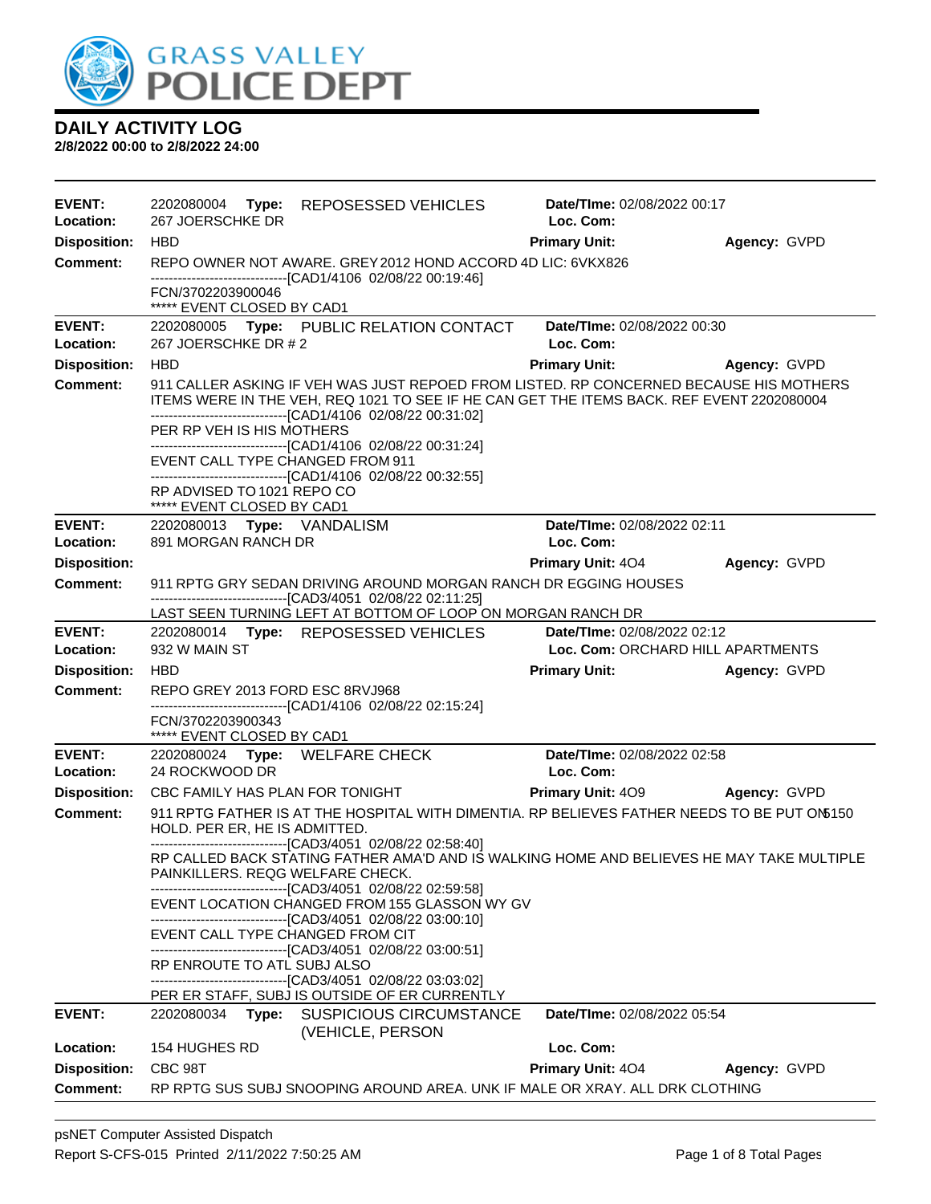# GRASS VALLEY POLICE DEPT

## DAILY ACTIVITY LOG

**2/8/2022 00:00 to 2/8/2022 24:00**

---

**EVENT:** 2202080004 **Type:** REPOSESSED VEHICLES **Date/TIme:** 02/08/2022 00:17
**Location:** 267 JOERSCHKE DR **Loc. Com:**
**Disposition:** HBD **Primary Unit:** **Agency:** GVPD
**Comment:** REPO OWNER NOT AWARE. GREY 2012 HOND ACCORD 4D LIC: 6VKX826
------------------------------[CAD1/4106 02/08/22 00:19:46]
FCN/3702203900046
***** EVENT CLOSED BY CAD1

---

**EVENT:** 2202080005 **Type:** PUBLIC RELATION CONTACT **Date/TIme:** 02/08/2022 00:30
**Location:** 267 JOERSCHKE DR # 2 **Loc. Com:**
**Disposition:** HBD **Primary Unit:** **Agency:** GVPD
**Comment:** 911 CALLER ASKING IF VEH WAS JUST REPOED FROM LISTED. RP CONCERNED BECAUSE HIS MOTHERS ITEMS WERE IN THE VEH, REQ 1021 TO SEE IF HE CAN GET THE ITEMS BACK. REF EVENT 2202080004
------------------------------[CAD1/4106 02/08/22 00:31:02]
PER RP VEH IS HIS MOTHERS
------------------------------[CAD1/4106 02/08/22 00:31:24]
EVENT CALL TYPE CHANGED FROM 911
------------------------------[CAD1/4106 02/08/22 00:32:55]
RP ADVISED TO 1021 REPO CO
***** EVENT CLOSED BY CAD1

---

**EVENT:** 2202080013 **Type:** VANDALISM **Date/TIme:** 02/08/2022 02:11
**Location:** 891 MORGAN RANCH DR **Loc. Com:**
**Disposition:** **Primary Unit:** 4O4 **Agency:** GVPD
**Comment:** 911 RPTG GRY SEDAN DRIVING AROUND MORGAN RANCH DR EGGING HOUSES
------------------------------[CAD3/4051 02/08/22 02:11:25]
LAST SEEN TURNING LEFT AT BOTTOM OF LOOP ON MORGAN RANCH DR

---

**EVENT:** 2202080014 **Type:** REPOSESSED VEHICLES **Date/TIme:** 02/08/2022 02:12
**Location:** 932 W MAIN ST **Loc. Com:** ORCHARD HILL APARTMENTS
**Disposition:** HBD **Primary Unit:** **Agency:** GVPD
**Comment:** REPO GREY 2013 FORD ESC 8RVJ968
------------------------------[CAD1/4106 02/08/22 02:15:24]
FCN/3702203900343
***** EVENT CLOSED BY CAD1

---

**EVENT:** 2202080024 **Type:** WELFARE CHECK **Date/TIme:** 02/08/2022 02:58
**Location:** 24 ROCKWOOD DR **Loc. Com:**
**Disposition:** CBC FAMILY HAS PLAN FOR TONIGHT **Primary Unit:** 4O9 **Agency:** GVPD
**Comment:** 911 RPTG FATHER IS AT THE HOSPITAL WITH DIMENTIA. RP BELIEVES FATHER NEEDS TO BE PUT ON 5150 HOLD. PER ER, HE IS ADMITTED.
------------------------------[CAD3/4051 02/08/22 02:58:40]
RP CALLED BACK STATING FATHER AMA'D AND IS WALKING HOME AND BELIEVES HE MAY TAKE MULTIPLE PAINKILLERS. REQG WELFARE CHECK.
------------------------------[CAD3/4051 02/08/22 02:59:58]
EVENT LOCATION CHANGED FROM 155 GLASSON WY GV
------------------------------[CAD3/4051 02/08/22 03:00:10]
EVENT CALL TYPE CHANGED FROM CIT
------------------------------[CAD3/4051 02/08/22 03:00:51]
RP ENROUTE TO ATL SUBJ ALSO
------------------------------[CAD3/4051 02/08/22 03:03:02]
PER ER STAFF, SUBJ IS OUTSIDE OF ER CURRENTLY

---

**EVENT:** 2202080034 **Type:** SUSPICIOUS CIRCUMSTANCE (VEHICLE, PERSON **Date/TIme:** 02/08/2022 05:54
**Location:** 154 HUGHES RD **Loc. Com:**
**Disposition:** CBC 98T **Primary Unit:** 4O4 **Agency:** GVPD
**Comment:** RP RPTG SUS SUBJ SNOOPING AROUND AREA. UNK IF MALE OR XRAY. ALL DRK CLOTHING

---

psNET Computer Assisted Dispatch
Report S-CFS-015 Printed 2/11/2022 7:50:25 AM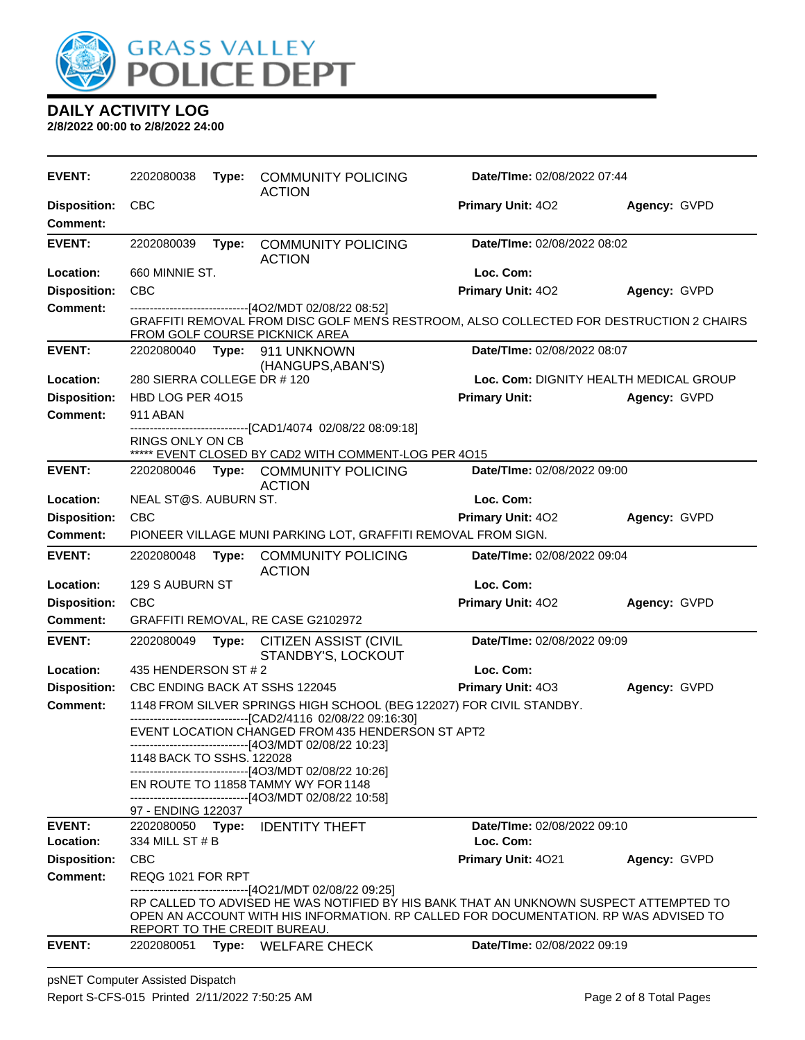**GRASS VALLEY POLICE DEPT**

## DAILY ACTIVITY LOG

**2/8/2022 00:00 to 2/8/2022 24:00**

---

**EVENT:** 2202080038 **Type:** COMMUNITY POLICING ACTION **Date/TIme:** 02/08/2022 07:44
**Disposition:** CBC **Primary Unit:** 4O2 **Agency:** GVPD
**Comment:**

---

**EVENT:** 2202080039 **Type:** COMMUNITY POLICING ACTION **Date/TIme:** 02/08/2022 08:02
**Location:** 660 MINNIE ST. **Loc. Com:**
**Disposition:** CBC **Primary Unit:** 4O2 **Agency:** GVPD
**Comment:** ------------------------------[4O2/MDT 02/08/22 08:52]
GRAFFITI REMOVAL FROM DISC GOLF MEN'S RESTROOM, ALSO COLLECTED FOR DESTRUCTION 2 CHAIRS FROM GOLF COURSE PICKNICK AREA

---

**EVENT:** 2202080040 **Type:** 911 UNKNOWN (HANGUPS,ABAN'S) **Date/TIme:** 02/08/2022 08:07
**Location:** 280 SIERRA COLLEGE DR # 120 **Loc. Com:** DIGNITY HEALTH MEDICAL GROUP
**Disposition:** HBD LOG PER 4O15 **Primary Unit:** **Agency:** GVPD
**Comment:** 911 ABAN
------------------------------[CAD1/4074 02/08/22 08:09:18]
RINGS ONLY ON CB
***** EVENT CLOSED BY CAD2 WITH COMMENT-LOG PER 4O15

---

**EVENT:** 2202080046 **Type:** COMMUNITY POLICING ACTION **Date/TIme:** 02/08/2022 09:00
**Location:** NEAL ST@S. AUBURN ST. **Loc. Com:**
**Disposition:** CBC **Primary Unit:** 4O2 **Agency:** GVPD
**Comment:** PIONEER VILLAGE MUNI PARKING LOT, GRAFFITI REMOVAL FROM SIGN.

---

**EVENT:** 2202080048 **Type:** COMMUNITY POLICING ACTION **Date/TIme:** 02/08/2022 09:04
**Location:** 129 S AUBURN ST **Loc. Com:**
**Disposition:** CBC **Primary Unit:** 4O2 **Agency:** GVPD
**Comment:** GRAFFITI REMOVAL, RE CASE G2102972

---

**EVENT:** 2202080049 **Type:** CITIZEN ASSIST (CIVIL STANDBY'S, LOCKOUT **Date/TIme:** 02/08/2022 09:09
**Location:** 435 HENDERSON ST # 2 **Loc. Com:**
**Disposition:** CBC ENDING BACK AT SSHS 122045 **Primary Unit:** 4O3 **Agency:** GVPD
**Comment:** 1148 FROM SILVER SPRINGS HIGH SCHOOL (BEG 122027) FOR CIVIL STANDBY.
------------------------------[CAD2/4116 02/08/22 09:16:30]
EVENT LOCATION CHANGED FROM 435 HENDERSON ST APT2
------------------------------[4O3/MDT 02/08/22 10:23]
1148 BACK TO SSHS. 122028
------------------------------[4O3/MDT 02/08/22 10:26]
EN ROUTE TO 11858 TAMMY WY FOR 1148
------------------------------[4O3/MDT 02/08/22 10:58]
97 - ENDING 122037

---

**EVENT:** 2202080050 **Type:** IDENTITY THEFT **Date/TIme:** 02/08/2022 09:10
**Location:** 334 MILL ST # B **Loc. Com:**
**Disposition:** CBC **Primary Unit:** 4O21 **Agency:** GVPD
**Comment:** REQG 1021 FOR RPT
------------------------------[4O21/MDT 02/08/22 09:25]
RP CALLED TO ADVISED HE WAS NOTIFIED BY HIS BANK THAT AN UNKNOWN SUSPECT ATTEMPTED TO OPEN AN ACCOUNT WITH HIS INFORMATION. RP CALLED FOR DOCUMENTATION. RP WAS ADVISED TO REPORT TO THE CREDIT BUREAU.

---

**EVENT:** 2202080051 **Type:** WELFARE CHECK **Date/TIme:** 02/08/2022 09:19

---

psNET Computer Assisted Dispatch
Report S-CFS-015 Printed 2/11/2022 7:50:25 AM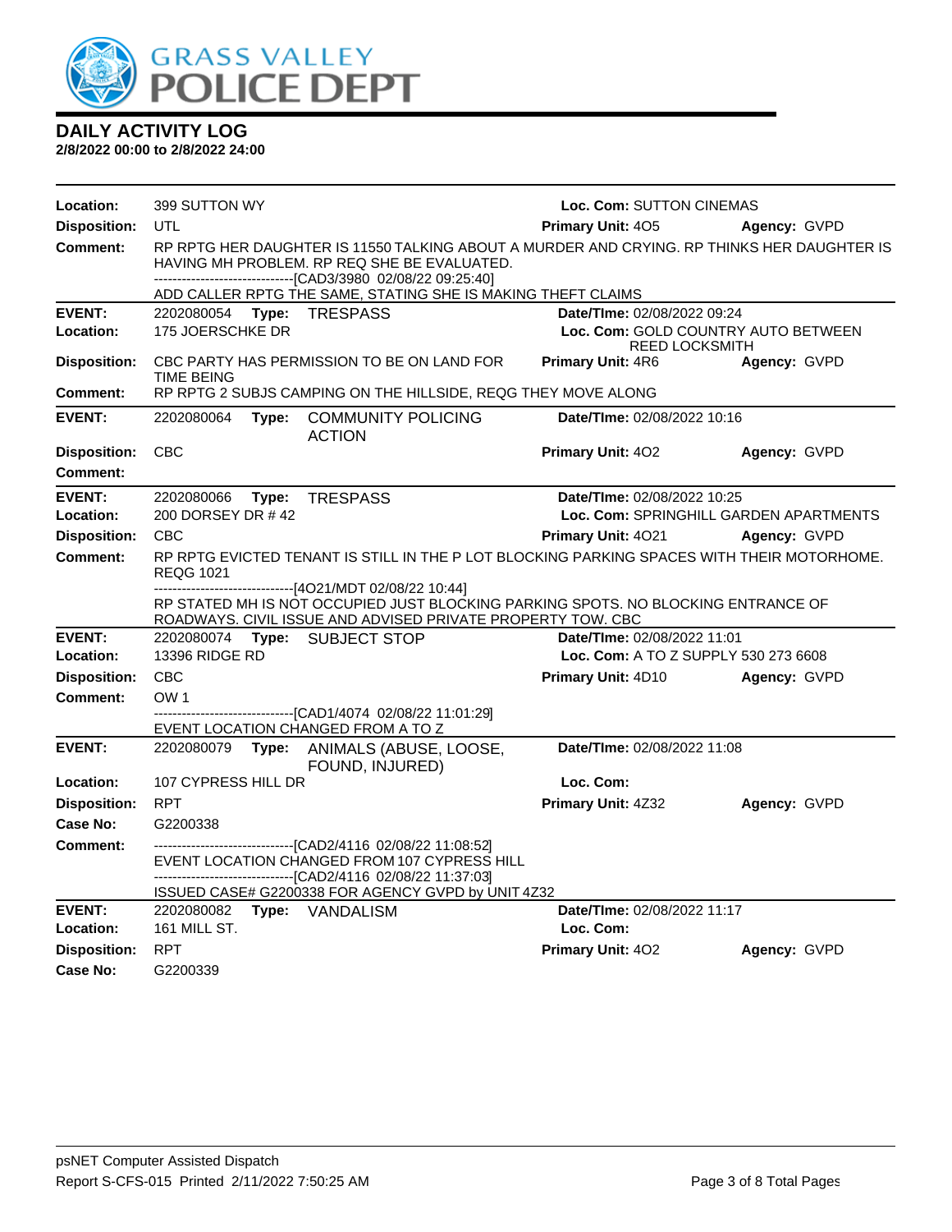# DAILY ACTIVITY LOG

**2/8/2022 00:00 to 2/8/2022 24:00**

**Location:** 399 SUTTON WY **Loc. Com:** SUTTON CINEMAS
**Disposition:** UTL **Primary Unit:** 4O5 **Agency:** GVPD
**Comment:** RP RPTG HER DAUGHTER IS 11550 TALKING ABOUT A MURDER AND CRYING. RP THINKS HER DAUGHTER IS HAVING MH PROBLEM. RP REQ SHE BE EVALUATED.
------------------------------[CAD3/3980 02/08/22 09:25:40]
ADD CALLER RPTG THE SAME, STATING SHE IS MAKING THEFT CLAIMS

---

**EVENT:** 2202080054 **Type:** TRESPASS **Date/TIme:** 02/08/2022 09:24
**Location:** 175 JOERSCHKE DR **Loc. Com:** GOLD COUNTRY AUTO BETWEEN REED LOCKSMITH
**Disposition:** CBC PARTY HAS PERMISSION TO BE ON LAND FOR TIME BEING **Primary Unit:** 4R6 **Agency:** GVPD
**Comment:** RP RPTG 2 SUBJS CAMPING ON THE HILLSIDE, REQG THEY MOVE ALONG

---

**EVENT:** 2202080064 **Type:** COMMUNITY POLICING ACTION **Date/TIme:** 02/08/2022 10:16
**Disposition:** CBC **Primary Unit:** 4O2 **Agency:** GVPD
**Comment:**

---

**EVENT:** 2202080066 **Type:** TRESPASS **Date/TIme:** 02/08/2022 10:25
**Location:** 200 DORSEY DR # 42 **Loc. Com:** SPRINGHILL GARDEN APARTMENTS
**Disposition:** CBC **Primary Unit:** 4O21 **Agency:** GVPD
**Comment:** RP RPTG EVICTED TENANT IS STILL IN THE P LOT BLOCKING PARKING SPACES WITH THEIR MOTORHOME. REQG 1021
------------------------------[4O21/MDT 02/08/22 10:44]
RP STATED MH IS NOT OCCUPIED JUST BLOCKING PARKING SPOTS. NO BLOCKING ENTRANCE OF ROADWAYS. CIVIL ISSUE AND ADVISED PRIVATE PROPERTY TOW. CBC

---

**EVENT:** 2202080074 **Type:** SUBJECT STOP **Date/TIme:** 02/08/2022 11:01
**Location:** 13396 RIDGE RD **Loc. Com:** A TO Z SUPPLY 530 273 6608
**Disposition:** CBC **Primary Unit:** 4D10 **Agency:** GVPD
**Comment:** OW 1
------------------------------[CAD1/4074 02/08/22 11:01:29]
EVENT LOCATION CHANGED FROM A TO Z

---

**EVENT:** 2202080079 **Type:** ANIMALS (ABUSE, LOOSE, FOUND, INJURED) **Date/TIme:** 02/08/2022 11:08
**Location:** 107 CYPRESS HILL DR **Loc. Com:**
**Disposition:** RPT **Primary Unit:** 4Z32 **Agency:** GVPD
**Case No:** G2200338
**Comment:** ------------------------------[CAD2/4116 02/08/22 11:08:52]
EVENT LOCATION CHANGED FROM 107 CYPRESS HILL
------------------------------[CAD2/4116 02/08/22 11:37:03]
ISSUED CASE# G2200338 FOR AGENCY GVPD by UNIT 4Z32

---

**EVENT:** 2202080082 **Type:** VANDALISM **Date/TIme:** 02/08/2022 11:17
**Location:** 161 MILL ST. **Loc. Com:**
**Disposition:** RPT **Primary Unit:** 4O2 **Agency:** GVPD
**Case No:** G2200339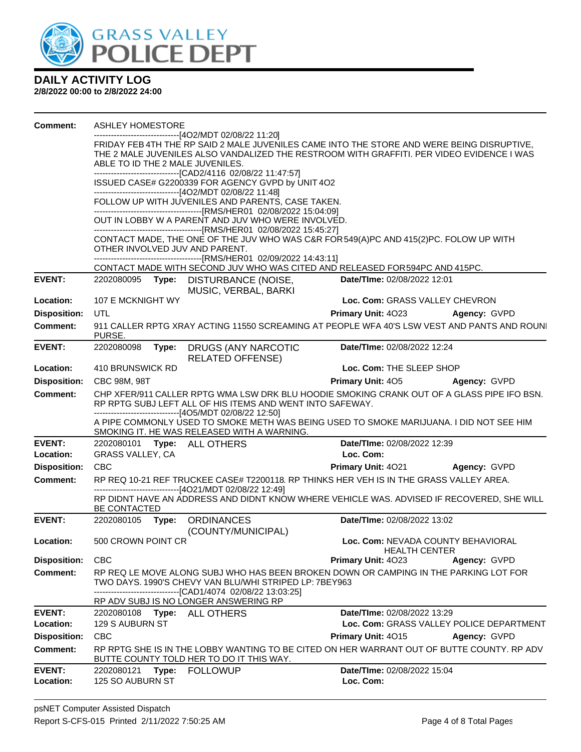**DAILY ACTIVITY LOG**
**2/8/2022 00:00 to 2/8/2022 24:00**

**Comment:** ASHLEY HOMESTORE
------------------------------[4O2/MDT 02/08/22 11:20]
FRIDAY FEB 4TH THE RP SAID 2 MALE JUVENILES CAME INTO THE STORE AND WERE BEING DISRUPTIVE, THE 2 MALE JUVENILES ALSO VANDALIZED THE RESTROOM WITH GRAFFITI. PER VIDEO EVIDENCE I WAS ABLE TO ID THE 2 MALE JUVENILES.
------------------------------[CAD2/4116 02/08/22 11:47:57]
ISSUED CASE# G2200339 FOR AGENCY GVPD by UNIT 4O2
------------------------------[4O2/MDT 02/08/22 11:48]
FOLLOW UP WITH JUVENILES AND PARENTS, CASE TAKEN.
--------------------------------------[RMS/HER01 02/08/2022 15:04:09]
OUT IN LOBBY W A PARENT AND JUV WHO WERE INVOLVED.
--------------------------------------[RMS/HER01 02/08/2022 15:45:27]
CONTACT MADE, THE ONE OF THE JUV WHO WAS C&R FOR 549(A)PC AND 415(2)PC. FOLOW UP WITH OTHER INVOLVED JUV AND PARENT.
--------------------------------------[RMS/HER01 02/09/2022 14:43:11]
CONTACT MADE WITH SECOND JUV WHO WAS CITED AND RELEASED FOR 594PC AND 415PC.

---

**EVENT:** 2202080095 **Type:** DISTURBANCE (NOISE, MUSIC, VERBAL, BARKI **Date/TIme:** 02/08/2022 12:01
**Location:** 107 E MCKNIGHT WY **Loc. Com:** GRASS VALLEY CHEVRON
**Disposition:** UTL **Primary Unit:** 4O23 **Agency:** GVPD
**Comment:** 911 CALLER RPTG XRAY ACTING 11550 SCREAMING AT PEOPLE WFA 40'S LSW VEST AND PANTS AND ROUNI PURSE.

---

**EVENT:** 2202080098 **Type:** DRUGS (ANY NARCOTIC RELATED OFFENSE) **Date/TIme:** 02/08/2022 12:24
**Location:** 410 BRUNSWICK RD **Loc. Com:** THE SLEEP SHOP
**Disposition:** CBC 98M, 98T **Primary Unit:** 4O5 **Agency:** GVPD
**Comment:** CHP XFER/911 CALLER RPTG WMA LSW DRK BLU HOODIE SMOKING CRANK OUT OF A GLASS PIPE IFO BSN. RP RPTG SUBJ LEFT ALL OF HIS ITEMS AND WENT INTO SAFEWAY.
------------------------------[4O5/MDT 02/08/22 12:50]
A PIPE COMMONLY USED TO SMOKE METH WAS BEING USED TO SMOKE MARIJUANA. I DID NOT SEE HIM SMOKING IT. HE WAS RELEASED WITH A WARNING.

---

**EVENT:** 2202080101 **Type:** ALL OTHERS **Date/TIme:** 02/08/2022 12:39
**Location:** GRASS VALLEY, CA **Loc. Com:**
**Disposition:** CBC **Primary Unit:** 4O21 **Agency:** GVPD
**Comment:** RP REQ 10-21 REF TRUCKEE CASE# T2200118. RP THINKS HER VEH IS IN THE GRASS VALLEY AREA.
------------------------------[4O21/MDT 02/08/22 12:49]
RP DIDNT HAVE AN ADDRESS AND DIDNT KNOW WHERE VEHICLE WAS. ADVISED IF RECOVERED, SHE WILL BE CONTACTED

---

**EVENT:** 2202080105 **Type:** ORDINANCES (COUNTY/MUNICIPAL) **Date/TIme:** 02/08/2022 13:02
**Location:** 500 CROWN POINT CR **Loc. Com:** NEVADA COUNTY BEHAVIORAL HEALTH CENTER
**Disposition:** CBC **Primary Unit:** 4O23 **Agency:** GVPD
**Comment:** RP REQ LE MOVE ALONG SUBJ WHO HAS BEEN BROKEN DOWN OR CAMPING IN THE PARKING LOT FOR TWO DAYS. 1990'S CHEVY VAN BLU/WHI STRIPED LP: 7BEY963
------------------------------[CAD1/4074 02/08/22 13:03:25]
RP ADV SUBJ IS NO LONGER ANSWERING RP

---

**EVENT:** 2202080108 **Type:** ALL OTHERS **Date/TIme:** 02/08/2022 13:29
**Location:** 129 S AUBURN ST **Loc. Com:** GRASS VALLEY POLICE DEPARTMENT
**Disposition:** CBC **Primary Unit:** 4O15 **Agency:** GVPD
**Comment:** RP RPTG SHE IS IN THE LOBBY WANTING TO BE CITED ON HER WARRANT OUT OF BUTTE COUNTY. RP ADV BUTTE COUNTY TOLD HER TO DO IT THIS WAY.

---

**EVENT:** 2202080121 **Type:** FOLLOWUP **Date/TIme:** 02/08/2022 15:04
**Location:** 125 SO AUBURN ST **Loc. Com:**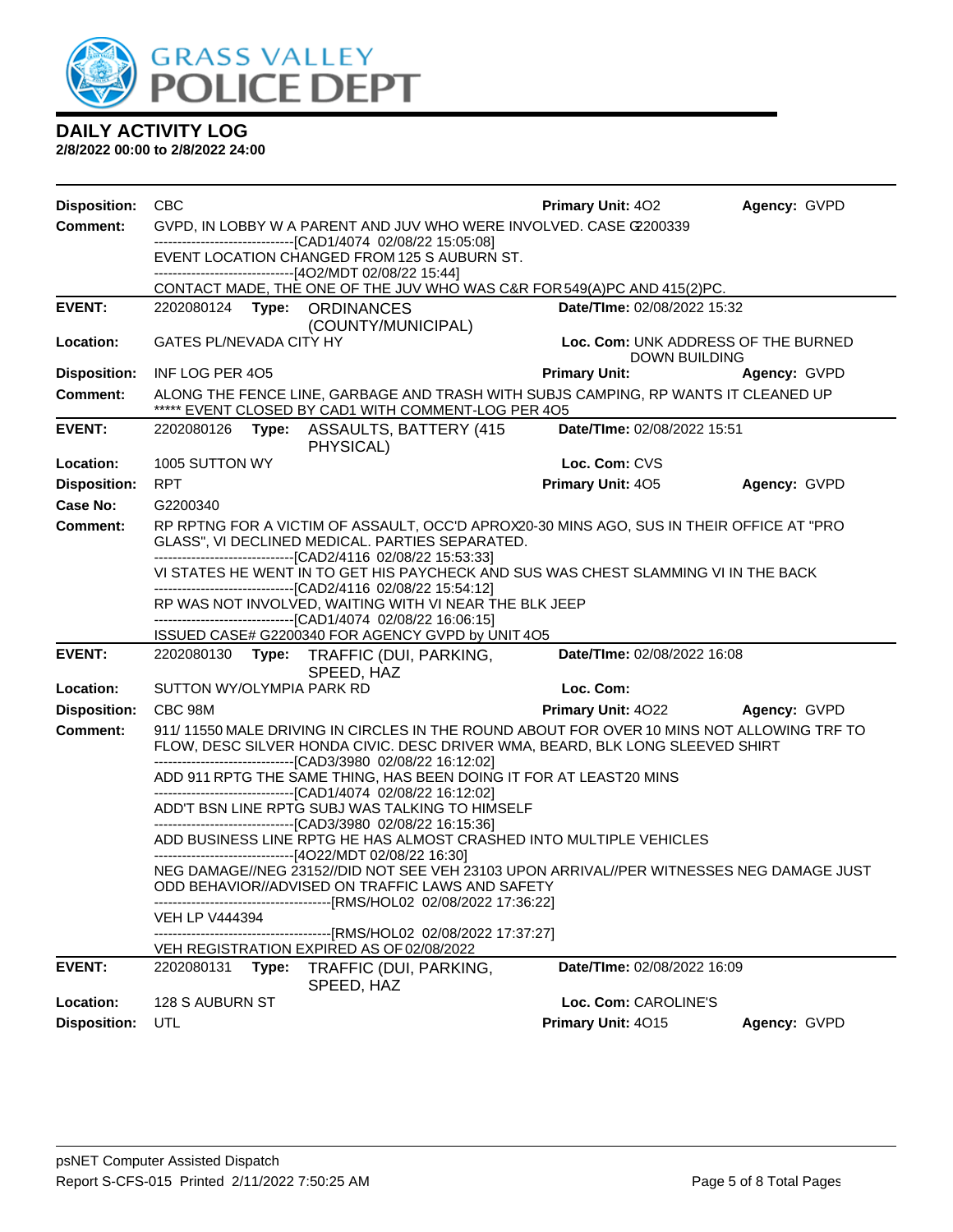# GRASS VALLEY POLICE DEPT

## DAILY ACTIVITY LOG

**2/8/2022 00:00 to 2/8/2022 24:00**

**Disposition:** CBC **Primary Unit:** 4O2 **Agency:** GVPD

**Comment:** GVPD, IN LOBBY W A PARENT AND JUV WHO WERE INVOLVED. CASE G2200339
-------------------------------[CAD1/4074 02/08/22 15:05:08]
EVENT LOCATION CHANGED FROM 125 S AUBURN ST.
-------------------------------[4O2/MDT 02/08/22 15:44]
CONTACT MADE, THE ONE OF THE JUV WHO WAS C&R FOR 549(A)PC AND 415(2)PC.

---

**EVENT:** 2202080124 **Type:** ORDINANCES (COUNTY/MUNICIPAL) **Date/TIme:** 02/08/2022 15:32

**Location:** GATES PL/NEVADA CITY HY **Loc. Com:** UNK ADDRESS OF THE BURNED DOWN BUILDING

**Disposition:** INF LOG PER 4O5 **Primary Unit:** **Agency:** GVPD

**Comment:** ALONG THE FENCE LINE, GARBAGE AND TRASH WITH SUBJS CAMPING, RP WANTS IT CLEANED UP
***** EVENT CLOSED BY CAD1 WITH COMMENT-LOG PER 4O5

---

**EVENT:** 2202080126 **Type:** ASSAULTS, BATTERY (415 PHYSICAL) **Date/TIme:** 02/08/2022 15:51

**Location:** 1005 SUTTON WY **Loc. Com:** CVS

**Disposition:** RPT **Primary Unit:** 4O5 **Agency:** GVPD

**Case No:** G2200340

**Comment:** RP RPTNG FOR A VICTIM OF ASSAULT, OCC'D APROX20-30 MINS AGO, SUS IN THEIR OFFICE AT "PRO GLASS", VI DECLINED MEDICAL. PARTIES SEPARATED.
-------------------------------[CAD2/4116 02/08/22 15:53:33]
VI STATES HE WENT IN TO GET HIS PAYCHECK AND SUS WAS CHEST SLAMMING VI IN THE BACK
-------------------------------[CAD2/4116 02/08/22 15:54:12]
RP WAS NOT INVOLVED, WAITING WITH VI NEAR THE BLK JEEP
-------------------------------[CAD1/4074 02/08/22 16:06:15]
ISSUED CASE# G2200340 FOR AGENCY GVPD by UNIT 4O5

---

**EVENT:** 2202080130 **Type:** TRAFFIC (DUI, PARKING, SPEED, HAZ **Date/TIme:** 02/08/2022 16:08

**Location:** SUTTON WY/OLYMPIA PARK RD **Loc. Com:**

**Disposition:** CBC 98M **Primary Unit:** 4O22 **Agency:** GVPD

**Comment:** 911/ 11550 MALE DRIVING IN CIRCLES IN THE ROUND ABOUT FOR OVER 10 MINS NOT ALLOWING TRF TO FLOW, DESC SILVER HONDA CIVIC. DESC DRIVER WMA, BEARD, BLK LONG SLEEVED SHIRT
-------------------------------[CAD3/3980 02/08/22 16:12:02]
ADD 911 RPTG THE SAME THING, HAS BEEN DOING IT FOR AT LEAST 20 MINS
-------------------------------[CAD1/4074 02/08/22 16:12:02]
ADD'T BSN LINE RPTG SUBJ WAS TALKING TO HIMSELF
-------------------------------[CAD3/3980 02/08/22 16:15:36]
ADD BUSINESS LINE RPTG HE HAS ALMOST CRASHED INTO MULTIPLE VEHICLES
-------------------------------[4O22/MDT 02/08/22 16:30]
NEG DAMAGE//NEG 23152//DID NOT SEE VEH 23103 UPON ARRIVAL//PER WITNESSES NEG DAMAGE JUST ODD BEHAVIOR//ADVISED ON TRAFFIC LAWS AND SAFETY
--------------------------------------[RMS/HOL02 02/08/2022 17:36:22]
VEH LP V444394
--------------------------------------[RMS/HOL02 02/08/2022 17:37:27]
VEH REGISTRATION EXPIRED AS OF 02/08/2022

---

**EVENT:** 2202080131 **Type:** TRAFFIC (DUI, PARKING, SPEED, HAZ **Date/TIme:** 02/08/2022 16:09

**Location:** 128 S AUBURN ST **Loc. Com:** CAROLINE'S

**Disposition:** UTL **Primary Unit:** 4O15 **Agency:** GVPD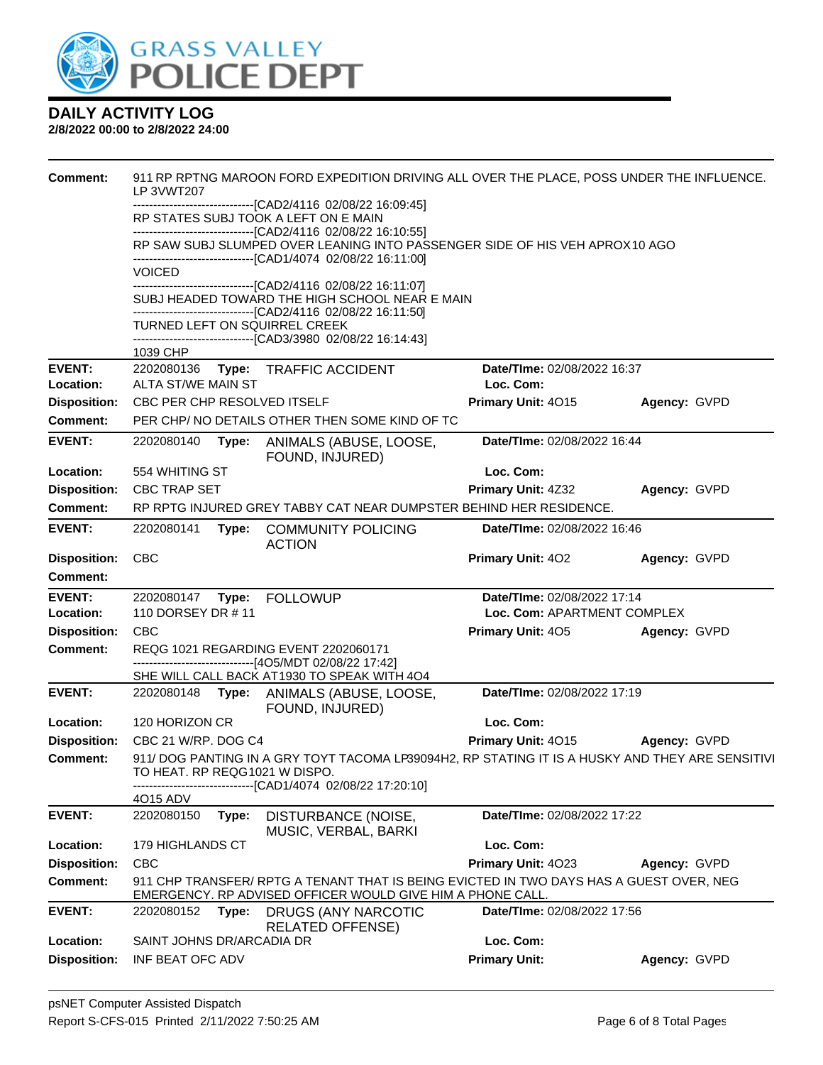# DAILY ACTIVITY LOG

**2/8/2022 00:00 to 2/8/2022 24:00**

**Comment:** 911 RP RPTNG MAROON FORD EXPEDITION DRIVING ALL OVER THE PLACE, POSS UNDER THE INFLUENCE. LP 3VWT207
------------------------------[CAD2/4116 02/08/22 16:09:45]
RP STATES SUBJ TOOK A LEFT ON E MAIN
------------------------------[CAD2/4116 02/08/22 16:10:55]
RP SAW SUBJ SLUMPED OVER LEANING INTO PASSENGER SIDE OF HIS VEH APROX10 AGO
------------------------------[CAD1/4074 02/08/22 16:11:00]
VOICED
------------------------------[CAD2/4116 02/08/22 16:11:07]
SUBJ HEADED TOWARD THE HIGH SCHOOL NEAR E MAIN
------------------------------[CAD2/4116 02/08/22 16:11:50]
TURNED LEFT ON SQUIRREL CREEK
------------------------------[CAD3/3980 02/08/22 16:14:43]
1039 CHP

---

**EVENT:** 2202080136 **Type:** TRAFFIC ACCIDENT **Date/TIme:** 02/08/2022 16:37
**Location:** ALTA ST/WE MAIN ST **Loc. Com:**
**Disposition:** CBC PER CHP RESOLVED ITSELF **Primary Unit:** 4O15 **Agency:** GVPD
**Comment:** PER CHP/ NO DETAILS OTHER THEN SOME KIND OF TC

---

**EVENT:** 2202080140 **Type:** ANIMALS (ABUSE, LOOSE, FOUND, INJURED) **Date/TIme:** 02/08/2022 16:44
**Location:** 554 WHITING ST **Loc. Com:**
**Disposition:** CBC TRAP SET **Primary Unit:** 4Z32 **Agency:** GVPD
**Comment:** RP RPTG INJURED GREY TABBY CAT NEAR DUMPSTER BEHIND HER RESIDENCE.

---

**EVENT:** 2202080141 **Type:** COMMUNITY POLICING ACTION **Date/TIme:** 02/08/2022 16:46
**Disposition:** CBC **Primary Unit:** 4O2 **Agency:** GVPD
**Comment:**

---

**EVENT:** 2202080147 **Type:** FOLLOWUP **Date/TIme:** 02/08/2022 17:14
**Location:** 110 DORSEY DR # 11 **Loc. Com:** APARTMENT COMPLEX
**Disposition:** CBC **Primary Unit:** 4O5 **Agency:** GVPD
**Comment:** REQG 1021 REGARDING EVENT 2202060171
------------------------------[4O5/MDT 02/08/22 17:42]
SHE WILL CALL BACK AT1930 TO SPEAK WITH 4O4

---

**EVENT:** 2202080148 **Type:** ANIMALS (ABUSE, LOOSE, FOUND, INJURED) **Date/TIme:** 02/08/2022 17:19
**Location:** 120 HORIZON CR **Loc. Com:**
**Disposition:** CBC 21 W/RP. DOG C4 **Primary Unit:** 4O15 **Agency:** GVPD
**Comment:** 911/ DOG PANTING IN A GRY TOYT TACOMA LP39094H2, RP STATING IT IS A HUSKY AND THEY ARE SENSITIVI TO HEAT. RP REQG1021 W DISPO.
------------------------------[CAD1/4074 02/08/22 17:20:10]
4O15 ADV

---

**EVENT:** 2202080150 **Type:** DISTURBANCE (NOISE, MUSIC, VERBAL, BARKI **Date/TIme:** 02/08/2022 17:22
**Location:** 179 HIGHLANDS CT **Loc. Com:**
**Disposition:** CBC **Primary Unit:** 4O23 **Agency:** GVPD
**Comment:** 911 CHP TRANSFER/ RPTG A TENANT THAT IS BEING EVICTED IN TWO DAYS HAS A GUEST OVER, NEG EMERGENCY. RP ADVISED OFFICER WOULD GIVE HIM A PHONE CALL.

---

**EVENT:** 2202080152 **Type:** DRUGS (ANY NARCOTIC RELATED OFFENSE) **Date/TIme:** 02/08/2022 17:56
**Location:** SAINT JOHNS DR/ARCADIA DR **Loc. Com:**
**Disposition:** INF BEAT OFC ADV **Primary Unit:** **Agency:** GVPD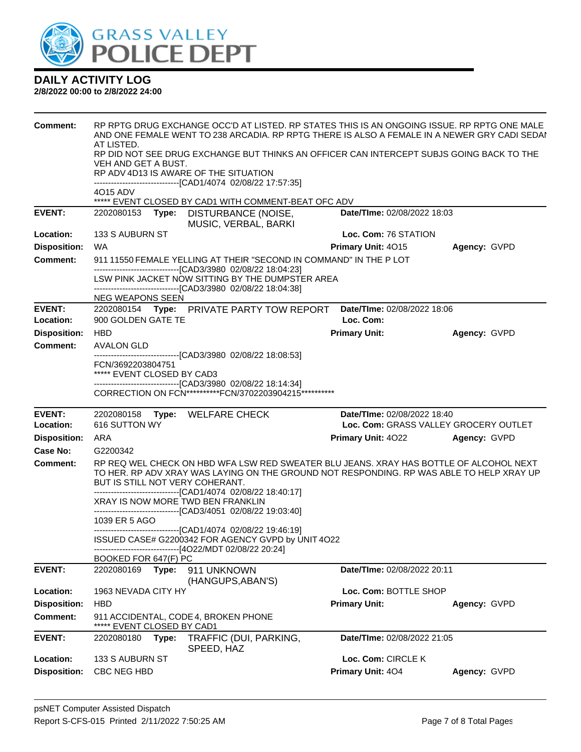# GRASS VALLEY POLICE DEPT

## DAILY ACTIVITY LOG

**2/8/2022 00:00 to 2/8/2022 24:00**

**Comment:** RP RPTG DRUG EXCHANGE OCC'D AT LISTED. RP STATES THIS IS AN ONGOING ISSUE. RP RPTG ONE MALE AND ONE FEMALE WENT TO 238 ARCADIA. RP RPTG THERE IS ALSO A FEMALE IN A NEWER GRY CADI SEDAN AT LISTED.
RP DID NOT SEE DRUG EXCHANGE BUT THINKS AN OFFICER CAN INTERCEPT SUBJS GOING BACK TO THE VEH AND GET A BUST.
RP ADV 4D13 IS AWARE OF THE SITUATION
------------------------------[CAD1/4074 02/08/22 17:57:35]
4O15 ADV
***** EVENT CLOSED BY CAD1 WITH COMMENT-BEAT OFC ADV

---

**EVENT:** 2202080153 **Type:** DISTURBANCE (NOISE, MUSIC, VERBAL, BARKI **Date/TIme:** 02/08/2022 18:03
**Location:** 133 S AUBURN ST **Loc. Com:** 76 STATION
**Disposition:** WA **Primary Unit:** 4O15 **Agency:** GVPD
**Comment:** 911 11550 FEMALE YELLING AT THEIR "SECOND IN COMMAND" IN THE P LOT
------------------------------[CAD3/3980 02/08/22 18:04:23]
LSW PINK JACKET NOW SITTING BY THE DUMPSTER AREA
------------------------------[CAD3/3980 02/08/22 18:04:38]
NEG WEAPONS SEEN

---

**EVENT:** 2202080154 **Type:** PRIVATE PARTY TOW REPORT **Date/TIme:** 02/08/2022 18:06
**Location:** 900 GOLDEN GATE TE **Loc. Com:**
**Disposition:** HBD **Primary Unit:** **Agency:** GVPD
**Comment:** AVALON GLD
------------------------------[CAD3/3980 02/08/22 18:08:53]
FCN/3692203804751
***** EVENT CLOSED BY CAD3
------------------------------[CAD3/3980 02/08/22 18:14:34]
CORRECTION ON FCN**********FCN/3702203904215**********

---

**EVENT:** 2202080158 **Type:** WELFARE CHECK **Date/TIme:** 02/08/2022 18:40
**Location:** 616 SUTTON WY **Loc. Com:** GRASS VALLEY GROCERY OUTLET
**Disposition:** ARA **Primary Unit:** 4O22 **Agency:** GVPD
**Case No:** G2200342
**Comment:** RP REQ WEL CHECK ON HBD WFA LSW RED SWEATER BLU JEANS. XRAY HAS BOTTLE OF ALCOHOL NEXT TO HER. RP ADV XRAY WAS LAYING ON THE GROUND NOT RESPONDING. RP WAS ABLE TO HELP XRAY UP BUT IS STILL NOT VERY COHERANT.
------------------------------[CAD1/4074 02/08/22 18:40:17]
XRAY IS NOW MORE TWD BEN FRANKLIN
------------------------------[CAD3/4051 02/08/22 19:03:40]
1039 ER 5 AGO
------------------------------[CAD1/4074 02/08/22 19:46:19]
ISSUED CASE# G2200342 FOR AGENCY GVPD by UNIT 4O22
------------------------------[4O22/MDT 02/08/22 20:24]
BOOKED FOR 647(F) PC

---

**EVENT:** 2202080169 **Type:** 911 UNKNOWN (HANGUPS,ABAN'S) **Date/TIme:** 02/08/2022 20:11
**Location:** 1963 NEVADA CITY HY **Loc. Com:** BOTTLE SHOP
**Disposition:** HBD **Primary Unit:** **Agency:** GVPD
**Comment:** 911 ACCIDENTAL, CODE 4, BROKEN PHONE
***** EVENT CLOSED BY CAD1

---

**EVENT:** 2202080180 **Type:** TRAFFIC (DUI, PARKING, SPEED, HAZ **Date/TIme:** 02/08/2022 21:05
**Location:** 133 S AUBURN ST **Loc. Com:** CIRCLE K
**Disposition:** CBC NEG HBD **Primary Unit:** 4O4 **Agency:** GVPD

psNET Computer Assisted Dispatch
Report S-CFS-015 Printed 2/11/2022 7:50:25 AM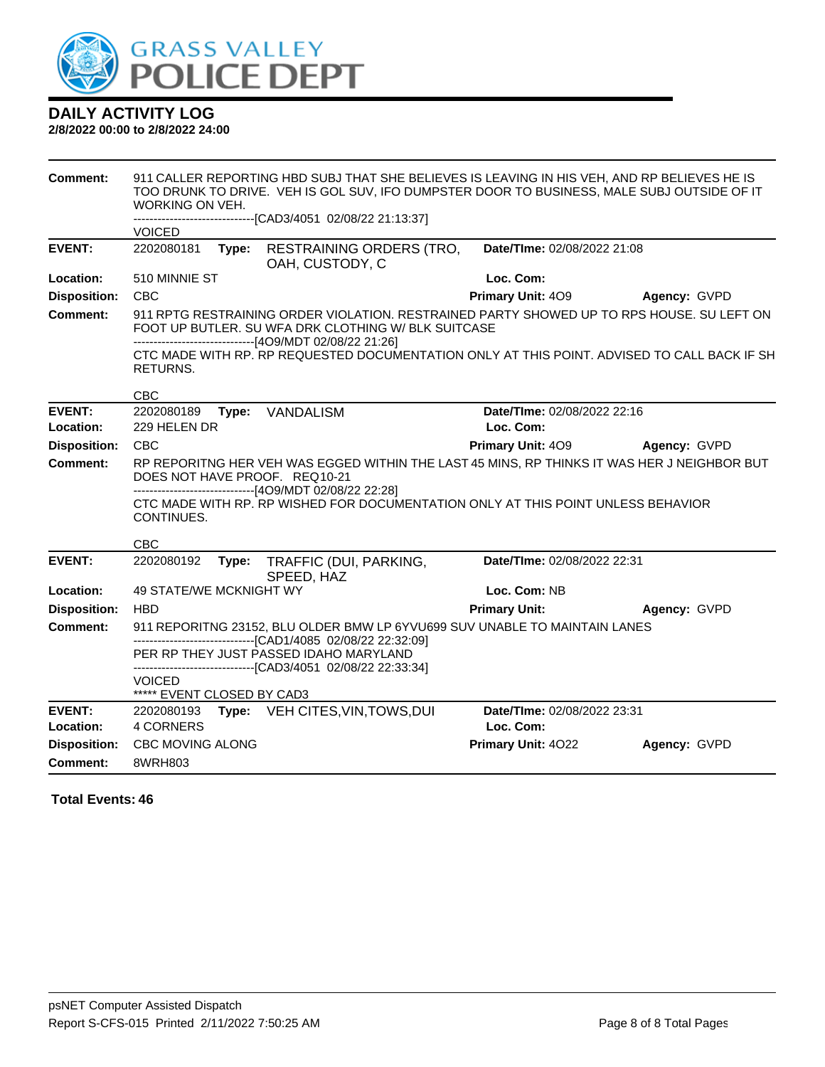## DAILY ACTIVITY LOG

**2/8/2022 00:00 to 2/8/2022 24:00**

**Comment:** 911 CALLER REPORTING HBD SUBJ THAT SHE BELIEVES IS LEAVING IN HIS VEH, AND RP BELIEVES HE IS TOO DRUNK TO DRIVE. VEH IS GOL SUV, IFO DUMPSTER DOOR TO BUSINESS, MALE SUBJ OUTSIDE OF IT WORKING ON VEH.
------------------------------[CAD3/4051 02/08/22 21:13:37]
VOICED

---

| | | | |
|---|---|---|---|
| **EVENT:** 2202080181 | **Type:** RESTRAINING ORDERS (TRO, OAH, CUSTODY, C | **Date/TIme:** 02/08/2022 21:08 | |
| **Location:** 510 MINNIE ST | | **Loc. Com:** | |
| **Disposition:** CBC | | **Primary Unit:** 4O9 | **Agency:** GVPD |

**Comment:** 911 RPTG RESTRAINING ORDER VIOLATION. RESTRAINED PARTY SHOWED UP TO RPS HOUSE. SU LEFT ON FOOT UP BUTLER. SU WFA DRK CLOTHING W/ BLK SUITCASE
------------------------------[4O9/MDT 02/08/22 21:26]
CTC MADE WITH RP. RP REQUESTED DOCUMENTATION ONLY AT THIS POINT. ADVISED TO CALL BACK IF SH RETURNS.

CBC

---

| | | | |
|---|---|---|---|
| **EVENT:** 2202080189 | **Type:** VANDALISM | **Date/TIme:** 02/08/2022 22:16 | |
| **Location:** 229 HELEN DR | | **Loc. Com:** | |
| **Disposition:** CBC | | **Primary Unit:** 4O9 | **Agency:** GVPD |

**Comment:** RP REPORITNG HER VEH WAS EGGED WITHIN THE LAST 45 MINS, RP THINKS IT WAS HER J NEIGHBOR BUT DOES NOT HAVE PROOF. REQ10-21
------------------------------[4O9/MDT 02/08/22 22:28]
CTC MADE WITH RP. RP WISHED FOR DOCUMENTATION ONLY AT THIS POINT UNLESS BEHAVIOR CONTINUES.

CBC

---

| | | | |
|---|---|---|---|
| **EVENT:** 2202080192 | **Type:** TRAFFIC (DUI, PARKING, SPEED, HAZ | **Date/TIme:** 02/08/2022 22:31 | |
| **Location:** 49 STATE/WE MCKNIGHT WY | | **Loc. Com:** NB | |
| **Disposition:** HBD | | **Primary Unit:** | **Agency:** GVPD |

**Comment:** 911 REPORITNG 23152, BLU OLDER BMW LP 6YVU699 SUV UNABLE TO MAINTAIN LANES
------------------------------[CAD1/4085 02/08/22 22:32:09]
PER RP THEY JUST PASSED IDAHO MARYLAND
------------------------------[CAD3/4051 02/08/22 22:33:34]
VOICED
***** EVENT CLOSED BY CAD3

---

| | | | |
|---|---|---|---|
| **EVENT:** 2202080193 | **Type:** VEH CITES,VIN,TOWS,DUI | **Date/TIme:** 02/08/2022 23:31 | |
| **Location:** 4 CORNERS | | **Loc. Com:** | |
| **Disposition:** CBC MOVING ALONG | | **Primary Unit:** 4O22 | **Agency:** GVPD |

**Comment:** 8WRH803

---

**Total Events: 46**